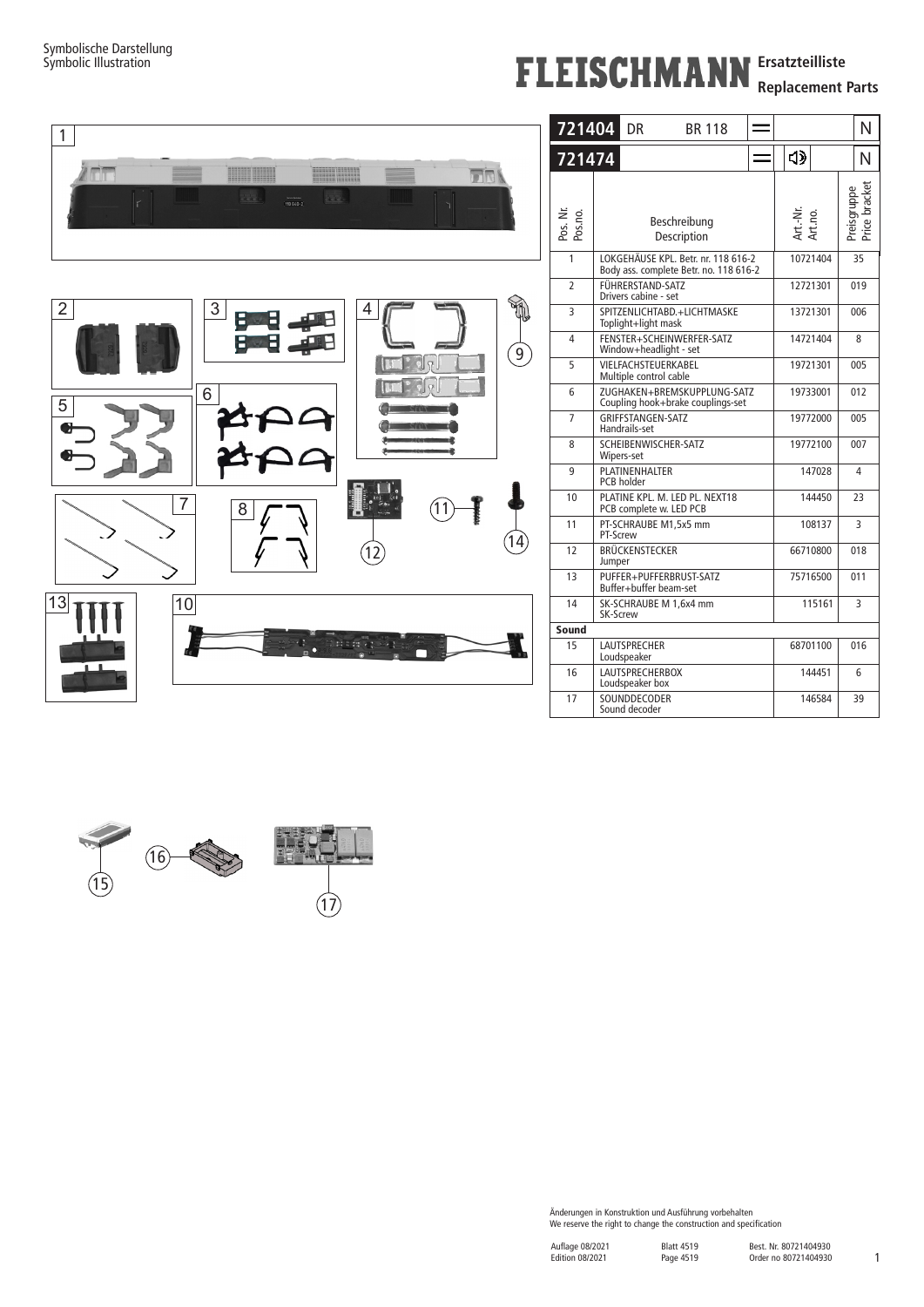Symbolische Darstellung
Symbolic Illustration

# FLEISCHMANN Ersatzteilliste
## Replacement Parts

| 721404 | DR | BR 118 | = | | N |
|---|---|---|---|---|---|
| 721474 | | | = | 🔊 | N |

| Pos. Nr. Pos.no. | Beschreibung Description | Art.-Nr. Art.no. | Preisgruppe Price bracket |
|---|---|---|---|
| 1 | LOKGEHÄUSE KPL. Betr. nr. 118 616-2<br>Body ass. complete Betr. no. 118 616-2 | 10721404 | 35 |
| 2 | FÜHRERSTAND-SATZ<br>Drivers cabine - set | 12721301 | 019 |
| 3 | SPITZENLICHTABD.+LICHTMASKE<br>Toplight+light mask | 13721301 | 006 |
| 4 | FENSTER+SCHEINWERFER-SATZ<br>Window+headlight - set | 14721404 | 8 |
| 5 | VIELFACHSTEUERKABEL<br>Multiple control cable | 19721301 | 005 |
| 6 | ZUGHAKEN+BREMSKUPPLUNG-SATZ<br>Coupling hook+brake couplings-set | 19733001 | 012 |
| 7 | GRIFFSTANGEN-SATZ<br>Handrails-set | 19772000 | 005 |
| 8 | SCHEIBENWISCHER-SATZ<br>Wipers-set | 19772100 | 007 |
| 9 | PLATINENHALTER<br>PCB holder | 147028 | 4 |
| 10 | PLATINE KPL. M. LED PL. NEXT18<br>PCB complete w. LED PCB | 144450 | 23 |
| 11 | PT-SCHRAUBE M1,5x5 mm<br>PT-Screw | 108137 | 3 |
| 12 | BRÜCKENSTECKER<br>Jumper | 66710800 | 018 |
| 13 | PUFFER+PUFFERBRUST-SATZ<br>Buffer+buffer beam-set | 75716500 | 011 |
| 14 | SK-SCHRAUBE M 1,6x4 mm<br>SK-Screw | 115161 | 3 |
| **Sound** | | | |
| 15 | LAUTSPRECHER<br>Loudspeaker | 68701100 | 016 |
| 16 | LAUTSPRECHERBOX<br>Loudspeaker box | 144451 | 6 |
| 17 | SOUNDDECODER<br>Sound decoder | 146584 | 39 |

Änderungen in Konstruktion und Ausführung vorbehalten
We reserve the right to change the construction and specification

Auflage 08/2021 Edition 08/2021 | Blatt 4519 Page 4519 | Best. Nr. 80721404930 Order no 80721404930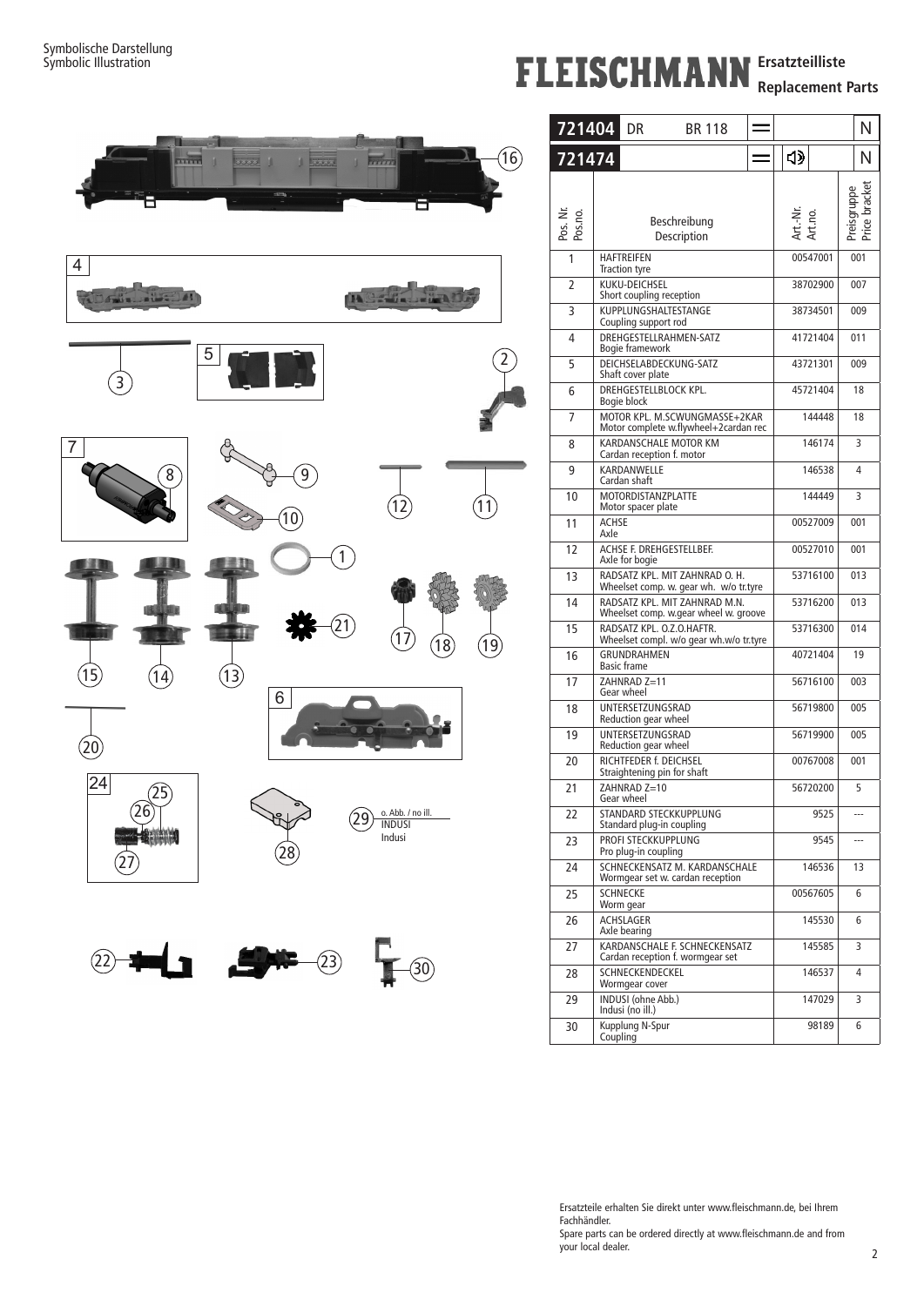Symbolische Darstellung
Symbolic Illustration

# FLEISCHMANN Ersatzteilliste
## Replacement Parts

| 721404 | DR BR 118 | | N |
|---|---|---|---|
| 721474 | | 🔊 | N |
| Pos. Nr. Pos.no. | Beschreibung Description | Art.-Nr. Art.no. | Preisgruppe Price bracket |
| 1 | HAFTREIFEN Traction tyre | 00547001 | 001 |
| 2 | KUKU-DEICHSEL Short coupling reception | 38702900 | 007 |
| 3 | KUPPLUNGSHALTESTANGE Coupling support rod | 38734501 | 009 |
| 4 | DREHGESTELLRAHMEN-SATZ Bogie framework | 41721404 | 011 |
| 5 | DEICHSELABDECKUNG-SATZ Shaft cover plate | 43721301 | 009 |
| 6 | DREHGESTELLBLOCK KPL. Bogie block | 45721404 | 18 |
| 7 | MOTOR KPL. M.SCWUNGMASSE+2KAR Motor complete w.flywheel+2cardan rec | 144448 | 18 |
| 8 | KARDANSCHALE MOTOR KM Cardan reception f. motor | 146174 | 3 |
| 9 | KARDANWELLE Cardan shaft | 146538 | 4 |
| 10 | MOTORDISTANZPLATTE Motor spacer plate | 144449 | 3 |
| 11 | ACHSE Axle | 00527009 | 001 |
| 12 | ACHSE F. DREHGESTELLBEF. Axle for bogie | 00527010 | 001 |
| 13 | RADSATZ KPL. MIT ZAHNRAD O. H. Wheelset comp. w. gear wh. w/o tr.tyre | 53716100 | 013 |
| 14 | RADSATZ KPL. MIT ZAHNRAD M.N. Wheelset comp. w.gear wheel w. groove | 53716200 | 013 |
| 15 | RADSATZ KPL. O.Z.O.HAFTR. Wheelset compl. w/o gear wh.w/o tr.tyre | 53716300 | 014 |
| 16 | GRUNDRAHMEN Basic frame | 40721404 | 19 |
| 17 | ZAHNRAD Z=11 Gear wheel | 56716100 | 003 |
| 18 | UNTERSETZUNGSRAD Reduction gear wheel | 56719800 | 005 |
| 19 | UNTERSETZUNGSRAD Reduction gear wheel | 56719900 | 005 |
| 20 | RICHTFEDER f. DEICHSEL Straightening pin for shaft | 00767008 | 001 |
| 21 | ZAHNRAD Z=10 Gear wheel | 56720200 | 5 |
| 22 | STANDARD STECKKUPPLUNG Standard plug-in coupling | 9525 | --- |
| 23 | PROFI STECKKUPPLUNG Pro plug-in coupling | 9545 | --- |
| 24 | SCHNECKENSATZ M. KARDANSCHALE Wormgear set w. cardan reception | 146536 | 13 |
| 25 | SCHNECKE Worm gear | 00567605 | 6 |
| 26 | ACHSLAGER Axle bearing | 145530 | 6 |
| 27 | KARDANSCHALE F. SCHNECKENSATZ Cardan reception f. wormgear set | 145585 | 3 |
| 28 | SCHNECKENDECKEL Wormgear cover | 146537 | 4 |
| 29 | INDUSI (ohne Abb.) Indusi (no ill.) | 147029 | 3 |
| 30 | Kupplung N-Spur Coupling | 98189 | 6 |

29 o. Abb. / no ill. INDUSI Indusi

Ersatzteile erhalten Sie direkt unter www.fleischmann.de, bei Ihrem Fachhändler.
Spare parts can be ordered directly at www.fleischmann.de and from your local dealer.